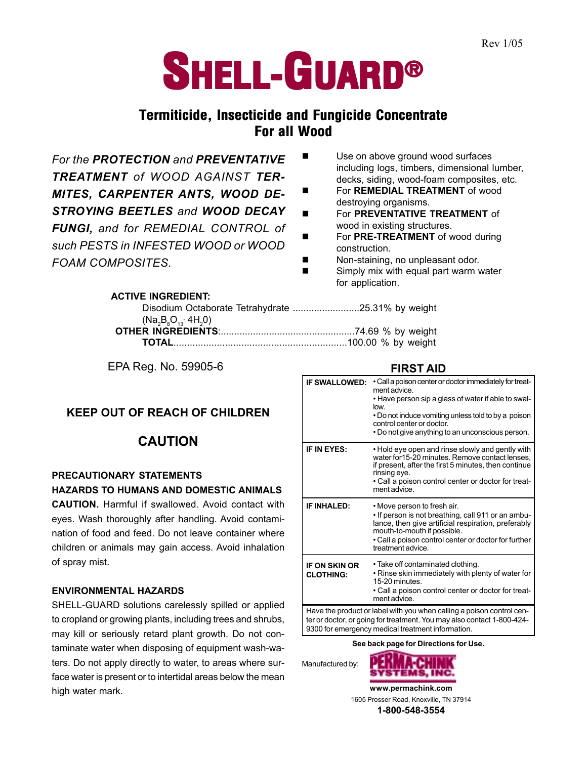Rev 1/05

# SHELL-GUARD®

## Termiticide, Insecticide and Fungicide Concentrate For all Wood

*For the **PROTECTION** and **PREVENTATIVE TREATMENT** of WOOD AGAINST **TERMITES, CARPENTER ANTS, WOOD DESTROYING BEETLES** and **WOOD DECAY FUNGI,** and for REMEDIAL CONTROL of such PESTS in INFESTED WOOD or WOOD FOAM COMPOSITES.*

- Use on above ground wood surfaces including logs, timbers, dimensional lumber, decks, siding, wood-foam composites, etc.
- For **REMEDIAL TREATMENT** of wood destroying organisms.
- For **PREVENTATIVE TREATMENT** of wood in existing structures.
- For **PRE-TREATMENT** of wood during construction.
- Non-staining, no unpleasant odor.
- Simply mix with equal part warm water for application.

**ACTIVE INGREDIENT:**

Disodium Octaborate Tetrahydrate .........................25.31% by weight
($Na_2B_8O_{13} \cdot 4H_2O$)

**OTHER INGREDIENTS**:..................................................74.69 % by weight

**TOTAL**.................................................................100.00 % by weight

EPA Reg. No. 59905-6

### KEEP OUT OF REACH OF CHILDREN

### CAUTION

**PRECAUTIONARY STATEMENTS**

**HAZARDS TO HUMANS AND DOMESTIC ANIMALS**

**CAUTION.** Harmful if swallowed. Avoid contact with eyes. Wash thoroughly after handling. Avoid contamination of food and feed. Do not leave container where children or animals may gain access. Avoid inhalation of spray mist.

**ENVIRONMENTAL HAZARDS**

SHELL-GUARD solutions carelessly spilled or applied to cropland or growing plants, including trees and shrubs, may kill or seriously retard plant growth. Do not contaminate water when disposing of equipment wash-waters. Do not apply directly to water, to areas where surface water is present or to intertidal areas below the mean high water mark.

### FIRST AID

| | |
|---|---|
| **IF SWALLOWED:** | • Call a poison center or doctor immediately for treatment advice. • Have person sip a glass of water if able to swallow. • Do not induce vomiting unless told to by a poison control center or doctor. • Do not give anything to an unconscious person. |
| **IF IN EYES:** | • Hold eye open and rinse slowly and gently with water for15-20 minutes. Remove contact lenses, if present, after the first 5 minutes, then continue rinsing eye. • Call a poison control center or doctor for treatment advice. |
| **IF INHALED:** | • Move person to fresh air. • If person is not breathing, call 911 or an ambulance, then give artificial respiration, preferably mouth-to-mouth if possible. • Call a poison control center or doctor for further treatment advice. |
| **IF ON SKIN OR CLOTHING:** | • Take off contaminated clothing. • Rinse skin immediately with plenty of water for 15-20 minutes. • Call a poison control center or doctor for treatment advice. |

Have the product or label with you when calling a poison control center or doctor, or going for treatment. You may also contact 1-800-424-9300 for emergency medical treatment information.

**See back page for Directions for Use.**

Manufactured by: PERMA-CHINK SYSTEMS, INC.

**www.permachink.com**

1605 Prosser Road, Knoxville, TN 37914

**1-800-548-3554**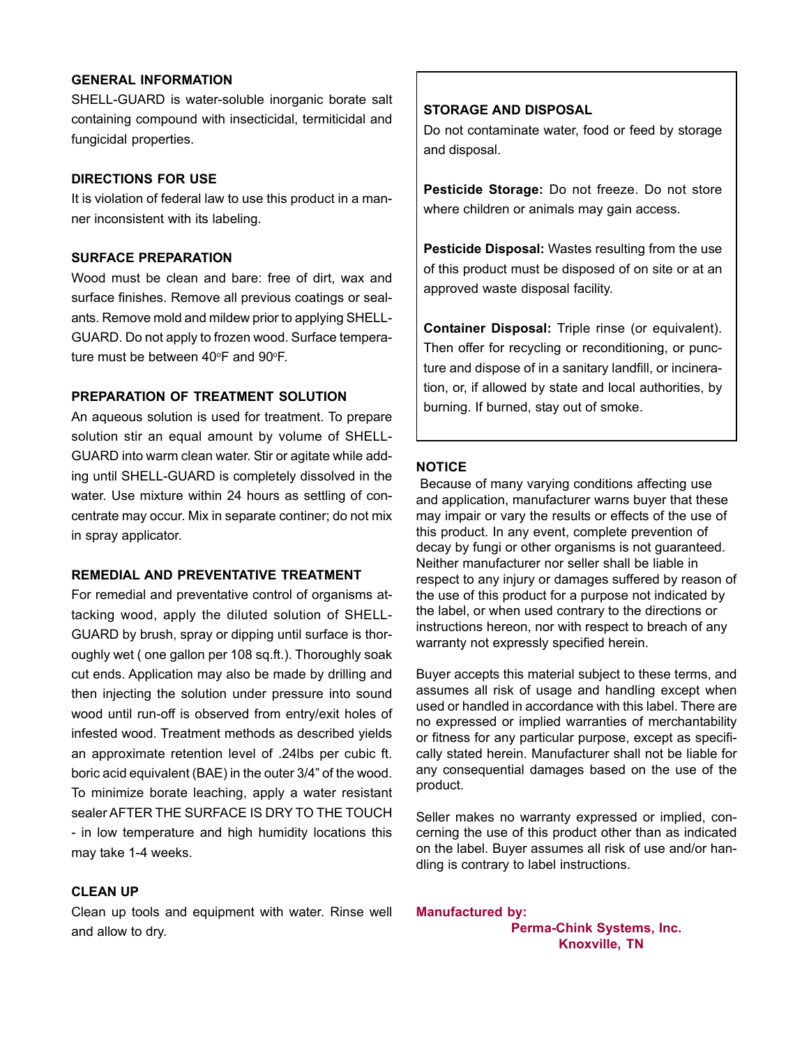### GENERAL INFORMATION

SHELL-GUARD is water-soluble inorganic borate salt containing compound with insecticidal, termiticidal and fungicidal properties.

### DIRECTIONS FOR USE

It is violation of federal law to use this product in a manner inconsistent with its labeling.

### SURFACE PREPARATION

Wood must be clean and bare: free of dirt, wax and surface finishes. Remove all previous coatings or sealants. Remove mold and mildew prior to applying SHELL-GUARD. Do not apply to frozen wood. Surface temperature must be between 40°F and 90°F.

### PREPARATION OF TREATMENT SOLUTION

An aqueous solution is used for treatment. To prepare solution stir an equal amount by volume of SHELL-GUARD into warm clean water. Stir or agitate while adding until SHELL-GUARD is completely dissolved in the water. Use mixture within 24 hours as settling of concentrate may occur. Mix in separate continer; do not mix in spray applicator.

### REMEDIAL AND PREVENTATIVE TREATMENT

For remedial and preventative control of organisms attacking wood, apply the diluted solution of SHELL-GUARD by brush, spray or dipping until surface is thoroughly wet ( one gallon per 108 sq.ft.). Thoroughly soak cut ends. Application may also be made by drilling and then injecting the solution under pressure into sound wood until run-off is observed from entry/exit holes of infested wood. Treatment methods as described yields an approximate retention level of .24lbs per cubic ft. boric acid equivalent (BAE) in the outer 3/4" of the wood. To minimize borate leaching, apply a water resistant sealer AFTER THE SURFACE IS DRY TO THE TOUCH - in low temperature and high humidity locations this may take 1-4 weeks.

### CLEAN UP

Clean up tools and equipment with water. Rinse well and allow to dry.

### STORAGE AND DISPOSAL

Do not contaminate water, food or feed by storage and disposal.

**Pesticide Storage:** Do not freeze. Do not store where children or animals may gain access.

**Pesticide Disposal:** Wastes resulting from the use of this product must be disposed of on site or at an approved waste disposal facility.

**Container Disposal:** Triple rinse (or equivalent). Then offer for recycling or reconditioning, or puncture and dispose of in a sanitary landfill, or incineration, or, if allowed by state and local authorities, by burning. If burned, stay out of smoke.

### NOTICE

Because of many varying conditions affecting use and application, manufacturer warns buyer that these may impair or vary the results or effects of the use of this product. In any event, complete prevention of decay by fungi or other organisms is not guaranteed. Neither manufacturer nor seller shall be liable in respect to any injury or damages suffered by reason of the use of this product for a purpose not indicated by the label, or when used contrary to the directions or instructions hereon, nor with respect to breach of any warranty not expressly specified herein.

Buyer accepts this material subject to these terms, and assumes all risk of usage and handling except when used or handled in accordance with this label. There are no expressed or implied warranties of merchantability or fitness for any particular purpose, except as specifically stated herein. Manufacturer shall not be liable for any consequential damages based on the use of the product.

Seller makes no warranty expressed or implied, concerning the use of this product other than as indicated on the label. Buyer assumes all risk of use and/or handling is contrary to label instructions.

**Manufactured by:**

**Perma-Chink Systems, Inc.**
**Knoxville, TN**